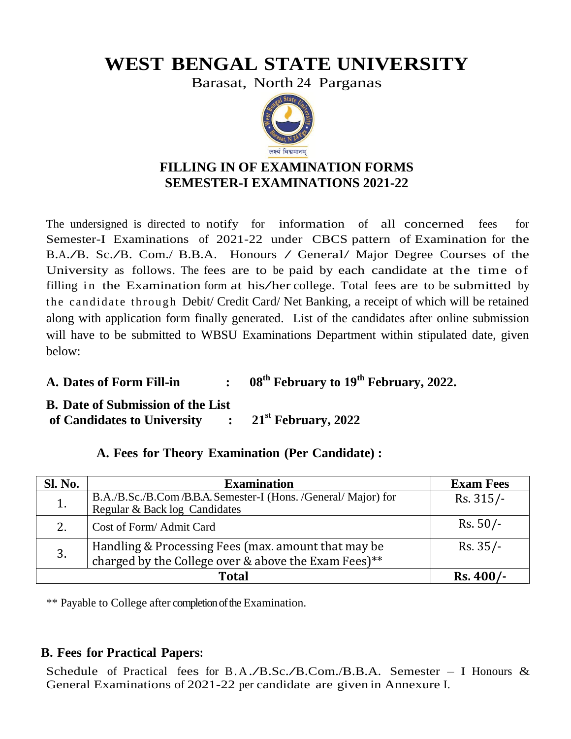# WEST BENGAL STATE UNIVERSITY

Barasat, North 24 Parganas

लक्ष्यं विश्वमानम्

## FILLING IN OF EXAMINATION FORMS
## SEMESTER-I EXAMINATIONS 2021-22

The undersigned is directed to notify for information of all concerned fees for Semester-I Examinations of 2021-22 under CBCS pattern of Examination for the B.A./B. Sc./B. Com./ B.B.A. Honours / General/ Major Degree Courses of the University as follows. The fees are to be paid by each candidate at the time of filling in the Examination form at his/her college. Total fees are to be submitted by the candidate through Debit/ Credit Card/ Net Banking, a receipt of which will be retained along with application form finally generated. List of the candidates after online submission will have to be submitted to WBSU Examinations Department within stipulated date, given below:

**A. Dates of Form Fill-in : 08th February to 19th February, 2022.**

**B. Date of Submission of the List of Candidates to University : 21st February, 2022**

### A. Fees for Theory Examination (Per Candidate) :

| Sl. No. | Examination | Exam Fees |
|---|---|---|
| 1. | B.A./B.Sc./B.Com /B.B.A. Semester-I (Hons. /General/ Major) for Regular & Back log Candidates | Rs. 315/- |
| 2. | Cost of Form/ Admit Card | Rs. 50/- |
| 3. | Handling & Processing Fees (max. amount that may be charged by the College over & above the Exam Fees)** | Rs. 35/- |
| **Total** | | **Rs. 400/-** |

** Payable to College after completion of the Examination.

### B. Fees for Practical Papers:

Schedule of Practical fees for B.A./B.Sc./B.Com./B.B.A. Semester – I Honours & General Examinations of 2021-22 per candidate are given in Annexure I.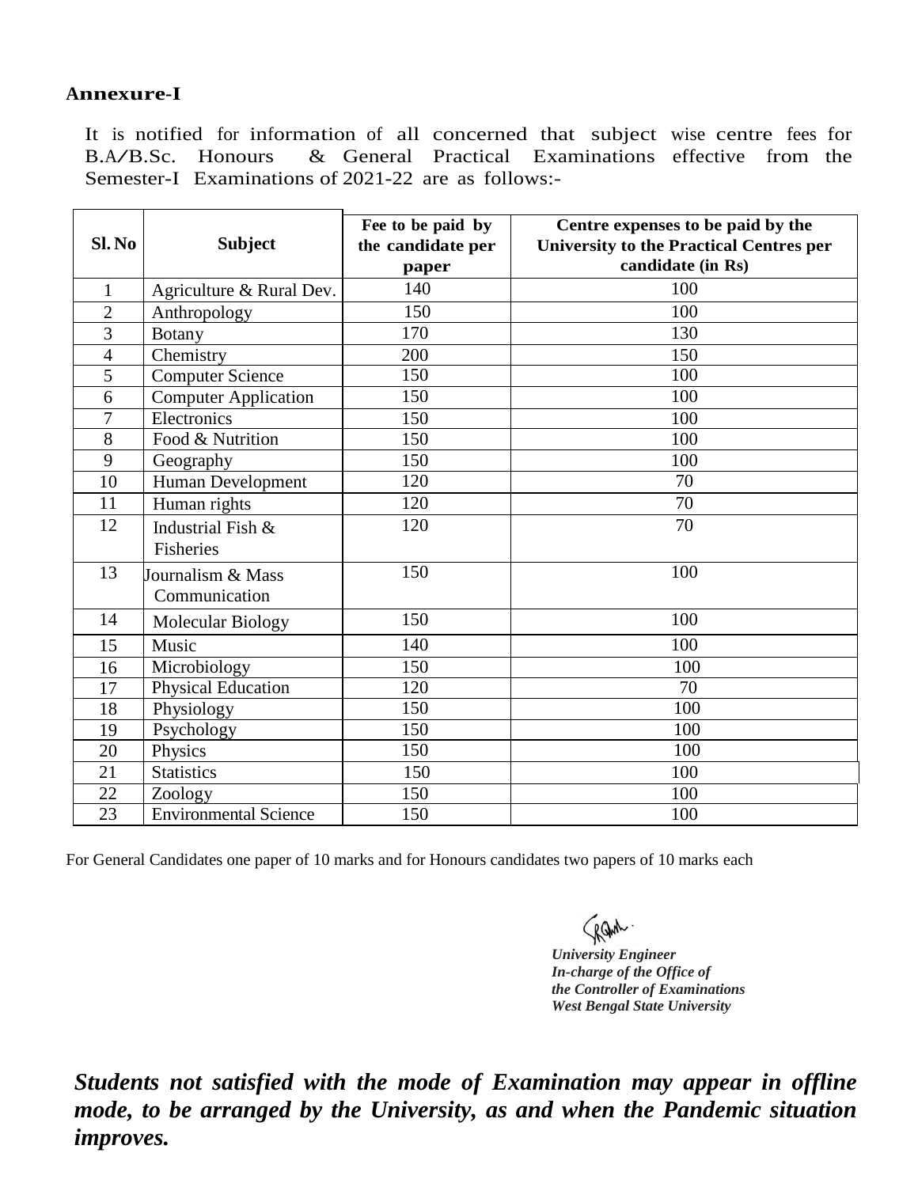**Annexure-I**

It is notified for information of all concerned that subject wise centre fees for B.A/B.Sc. Honours & General Practical Examinations effective from the Semester-I Examinations of 2021-22 are as follows:-

| Sl. No | Subject | Fee to be paid by the candidate per paper | Centre expenses to be paid by the University to the Practical Centres per candidate (in Rs) |
|---|---|---|---|
| 1 | Agriculture & Rural Dev. | 140 | 100 |
| 2 | Anthropology | 150 | 100 |
| 3 | Botany | 170 | 130 |
| 4 | Chemistry | 200 | 150 |
| 5 | Computer Science | 150 | 100 |
| 6 | Computer Application | 150 | 100 |
| 7 | Electronics | 150 | 100 |
| 8 | Food & Nutrition | 150 | 100 |
| 9 | Geography | 150 | 100 |
| 10 | Human Development | 120 | 70 |
| 11 | Human rights | 120 | 70 |
| 12 | Industrial Fish & Fisheries | 120 | 70 |
| 13 | Journalism & Mass Communication | 150 | 100 |
| 14 | Molecular Biology | 150 | 100 |
| 15 | Music | 140 | 100 |
| 16 | Microbiology | 150 | 100 |
| 17 | Physical Education | 120 | 70 |
| 18 | Physiology | 150 | 100 |
| 19 | Psychology | 150 | 100 |
| 20 | Physics | 150 | 100 |
| 21 | Statistics | 150 | 100 |
| 22 | Zoology | 150 | 100 |
| 23 | Environmental Science | 150 | 100 |

For General Candidates one paper of 10 marks and for Honours candidates two papers of 10 marks each

***University Engineer***
***In-charge of the Office of***
***the Controller of Examinations***
***West Bengal State University***

***Students not satisfied with the mode of Examination may appear in offline mode, to be arranged by the University, as and when the Pandemic situation improves.***